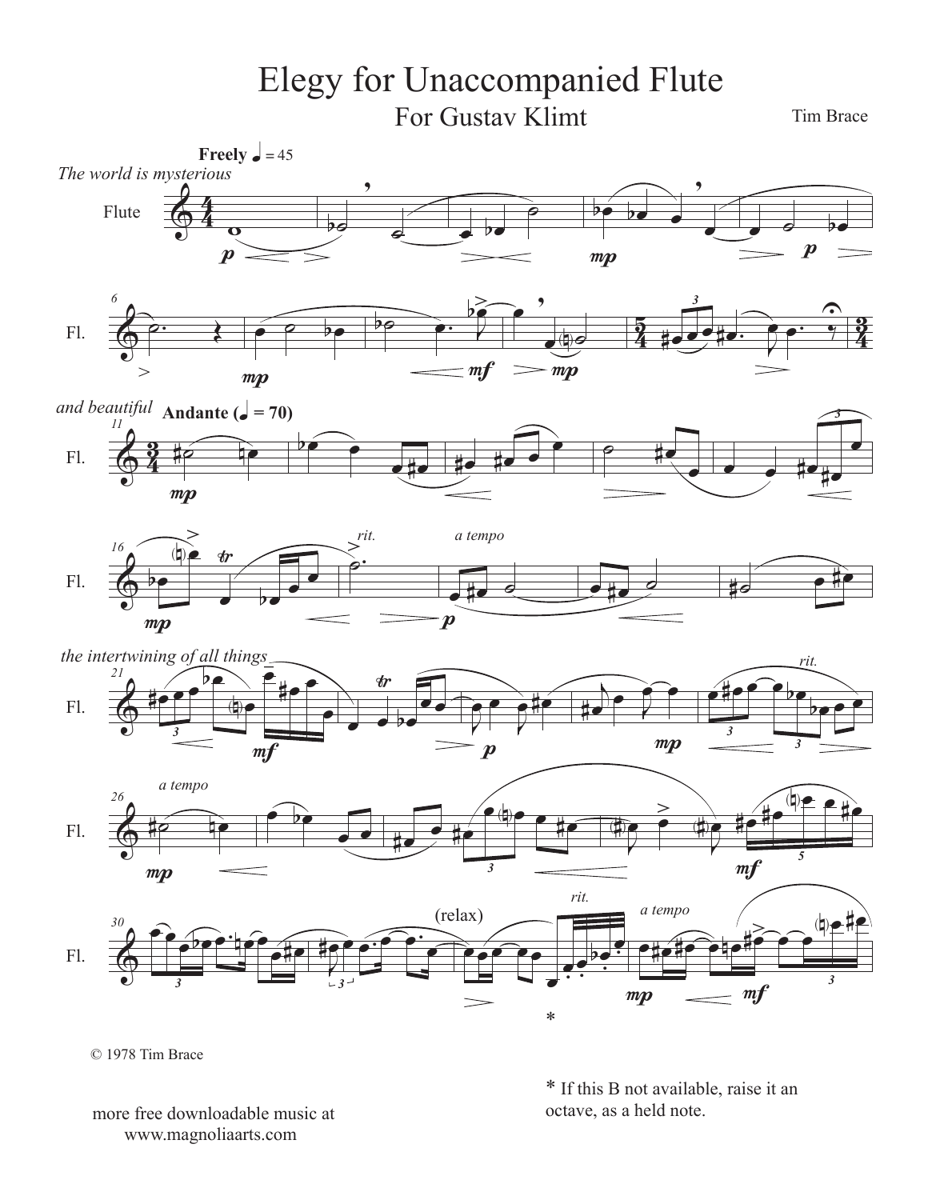# Elegy for Unaccompanied Flute

## For Gustav Klimt

Tim Brace

© 1978 Tim Brace

more free downloadable music at
www.magnoliaarts.com

* If this B not available, raise it an octave, as a held note.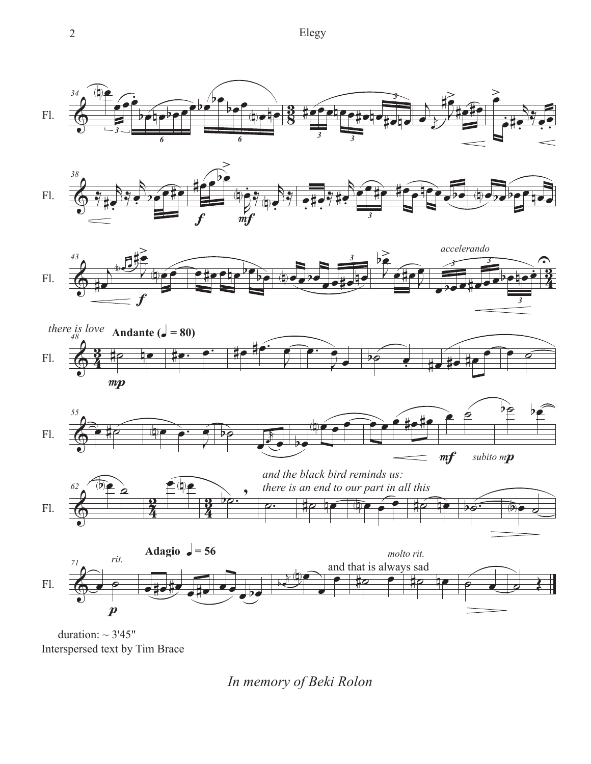*there is love*

**Andante (♩ = 80)**

*and the black bird reminds us: there is an end to our part in all this*

**Adagio ♩ = 56**

and that is always sad

duration: ~ 3'45"
Interspersed text by Tim Brace

*In memory of Beki Rolon*